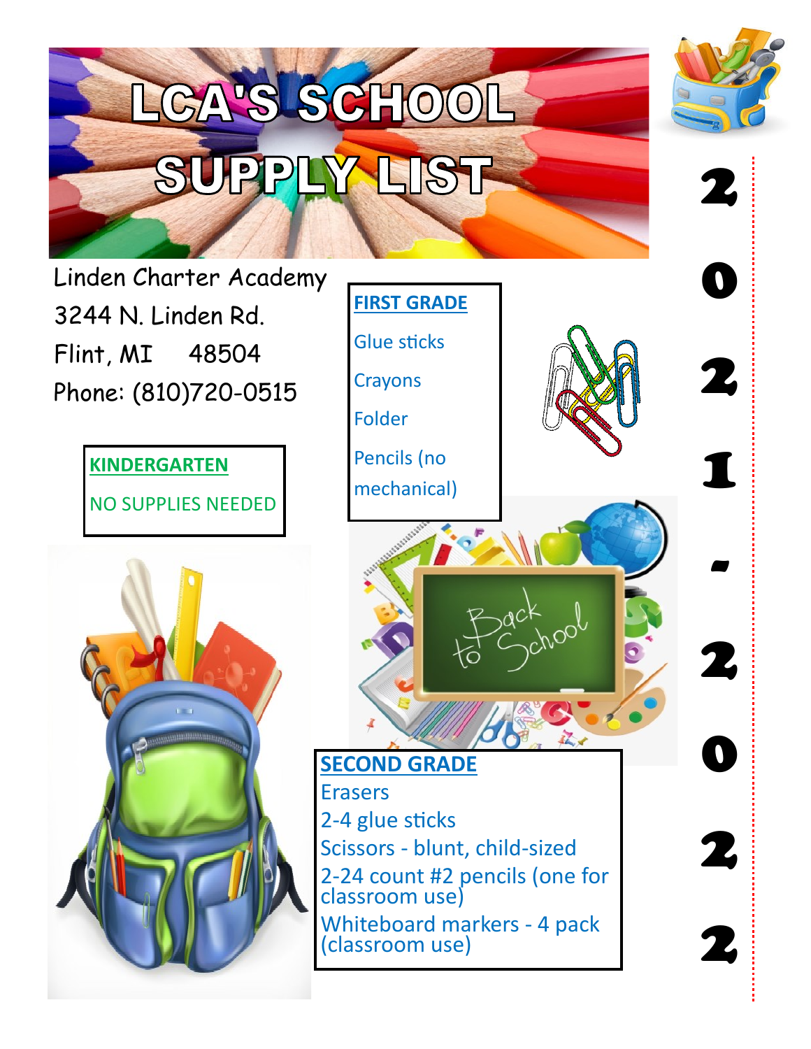# LCA'S SCHOOL SUPPLY LIST

## 2021-2022

Linden Charter Academy
3244 N. Linden Rd.
Flint, MI 48504
Phone: (810)720-0515

**KINDERGARTEN**

NO SUPPLIES NEEDED

**FIRST GRADE**

Glue sticks

Crayons

Folder

Pencils (no mechanical)

**SECOND GRADE**

Erasers
2-4 glue sticks
Scissors - blunt, child-sized
2-24 count #2 pencils (one for classroom use)
Whiteboard markers - 4 pack (classroom use)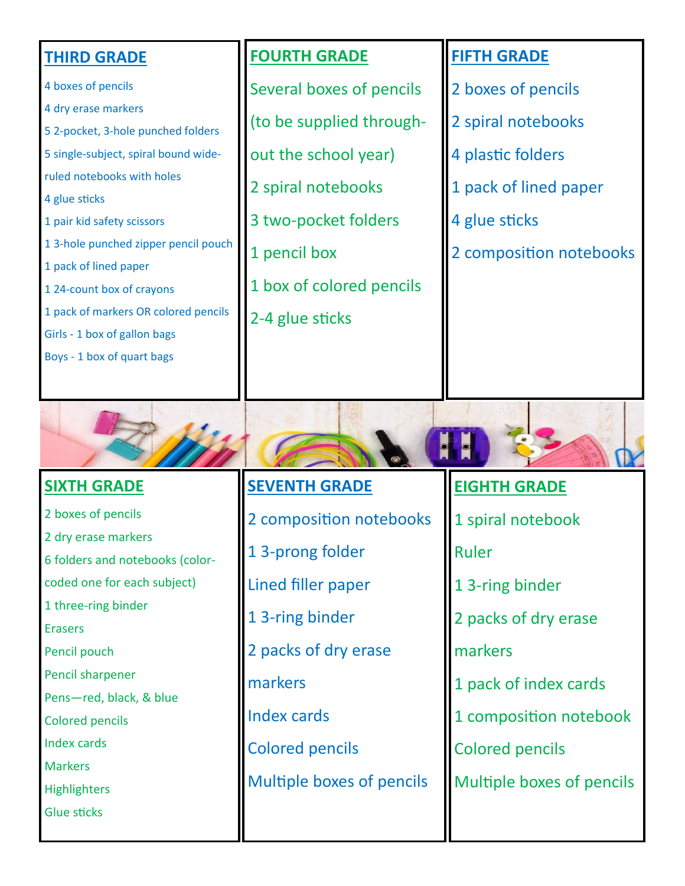## THIRD GRADE

4 boxes of pencils
4 dry erase markers
5 2-pocket, 3-hole punched folders
5 single-subject, spiral bound wide-ruled notebooks with holes
4 glue sticks
1 pair kid safety scissors
1 3-hole punched zipper pencil pouch
1 pack of lined paper
1 24-count box of crayons
1 pack of markers OR colored pencils
Girls - 1 box of gallon bags
Boys - 1 box of quart bags

## FOURTH GRADE

Several boxes of pencils (to be supplied throughout the school year)
2 spiral notebooks
3 two-pocket folders
1 pencil box
1 box of colored pencils
2-4 glue sticks

## FIFTH GRADE

2 boxes of pencils
2 spiral notebooks
4 plastic folders
1 pack of lined paper
4 glue sticks
2 composition notebooks

## SIXTH GRADE

2 boxes of pencils
2 dry erase markers
6 folders and notebooks (color-coded one for each subject)
1 three-ring binder
Erasers
Pencil pouch
Pencil sharpener
Pens—red, black, & blue
Colored pencils
Index cards
Markers
Highlighters
Glue sticks

## SEVENTH GRADE

2 composition notebooks
1 3-prong folder
Lined filler paper
1 3-ring binder
2 packs of dry erase markers
Index cards
Colored pencils
Multiple boxes of pencils

## EIGHTH GRADE

1 spiral notebook
Ruler
1 3-ring binder
2 packs of dry erase markers
1 pack of index cards
1 composition notebook
Colored pencils
Multiple boxes of pencils